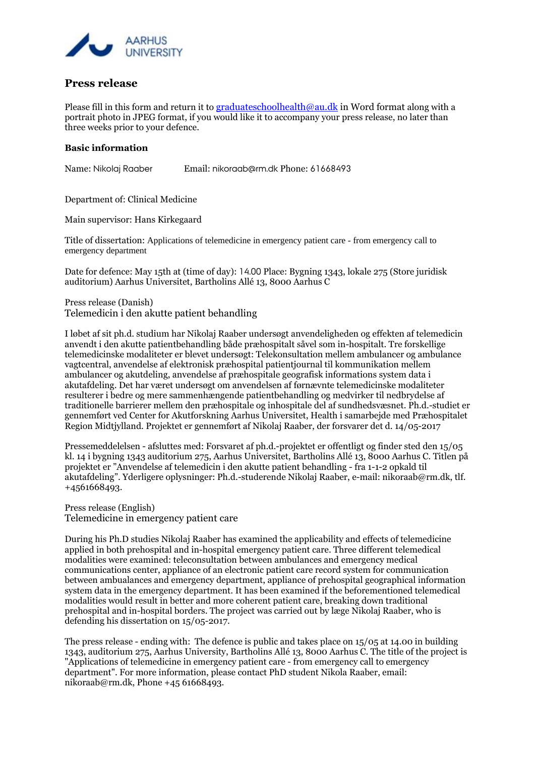AARHUS UNIVERSITY

# Press release

Please fill in this form and return it to graduateschoolhealth@au.dk in Word format along with a portrait photo in JPEG format, if you would like it to accompany your press release, no later than three weeks prior to your defence.

**Basic information**

Name: Nikolaj Raaber Email: nikoraab@rm.dk Phone: 61668493

Department of: Clinical Medicine

Main supervisor: Hans Kirkegaard

Title of dissertation: Applications of telemedicine in emergency patient care - from emergency call to emergency department

Date for defence: May 15th at (time of day): 14.00 Place: Bygning 1343, lokale 275 (Store juridisk auditorium) Aarhus Universitet, Bartholins Allé 13, 8000 Aarhus C

Press release (Danish)
Telemedicin i den akutte patient behandling

I løbet af sit ph.d. studium har Nikolaj Raaber undersøgt anvendeligheden og effekten af telemedicin anvendt i den akutte patientbehandling både præhospitalt såvel som in-hospitalt. Tre forskellige telemedicinske modaliteter er blevet undersøgt: Telekonsultation mellem ambulancer og ambulance vagtcentral, anvendelse af elektronisk præhospital patientjournal til kommunikation mellem ambulancer og akutdeling, anvendelse af præhospitale geografisk informations system data i akutafdeling. Det har været undersøgt om anvendelsen af førnævnte telemedicinske modaliteter resulterer i bedre og mere sammenhængende patientbehandling og medvirker til nedbrydelse af traditionelle barrierer mellem den præhospitale og inhospitale del af sundhedsvæsnet. Ph.d.-studiet er gennemført ved Center for Akutforskning Aarhus Universitet, Health i samarbejde med Præhospitalet Region Midtjylland. Projektet er gennemført af Nikolaj Raaber, der forsvarer det d. 14/05-2017

Pressemeddelelsen - afsluttes med: Forsvaret af ph.d.-projektet er offentligt og finder sted den 15/05 kl. 14 i bygning 1343 auditorium 275, Aarhus Universitet, Bartholins Allé 13, 8000 Aarhus C. Titlen på projektet er "Anvendelse af telemedicin i den akutte patient behandling - fra 1-1-2 opkald til akutafdeling". Yderligere oplysninger: Ph.d.-studerende Nikolaj Raaber, e-mail: nikoraab@rm.dk, tlf. +4561668493.

Press release (English)
Telemedicine in emergency patient care

During his Ph.D studies Nikolaj Raaber has examined the applicability and effects of telemedicine applied in both prehospital and in-hospital emergency patient care. Three different telemedical modalities were examined: teleconsultation between ambulances and emergency medical communications center, appliance of an electronic patient care record system for communication between ambualances and emergency department, appliance of prehospital geographical information system data in the emergency department. It has been examined if the beforementioned telemedical modalities would result in better and more coherent patient care, breaking down traditional prehospital and in-hospital borders. The project was carried out by læge Nikolaj Raaber, who is defending his dissertation on 15/05-2017.

The press release - ending with: The defence is public and takes place on 15/05 at 14.00 in building 1343, auditorium 275, Aarhus University, Bartholins Allé 13, 8000 Aarhus C. The title of the project is "Applications of telemedicine in emergency patient care - from emergency call to emergency department". For more information, please contact PhD student Nikola Raaber, email: nikoraab@rm.dk, Phone +45 61668493.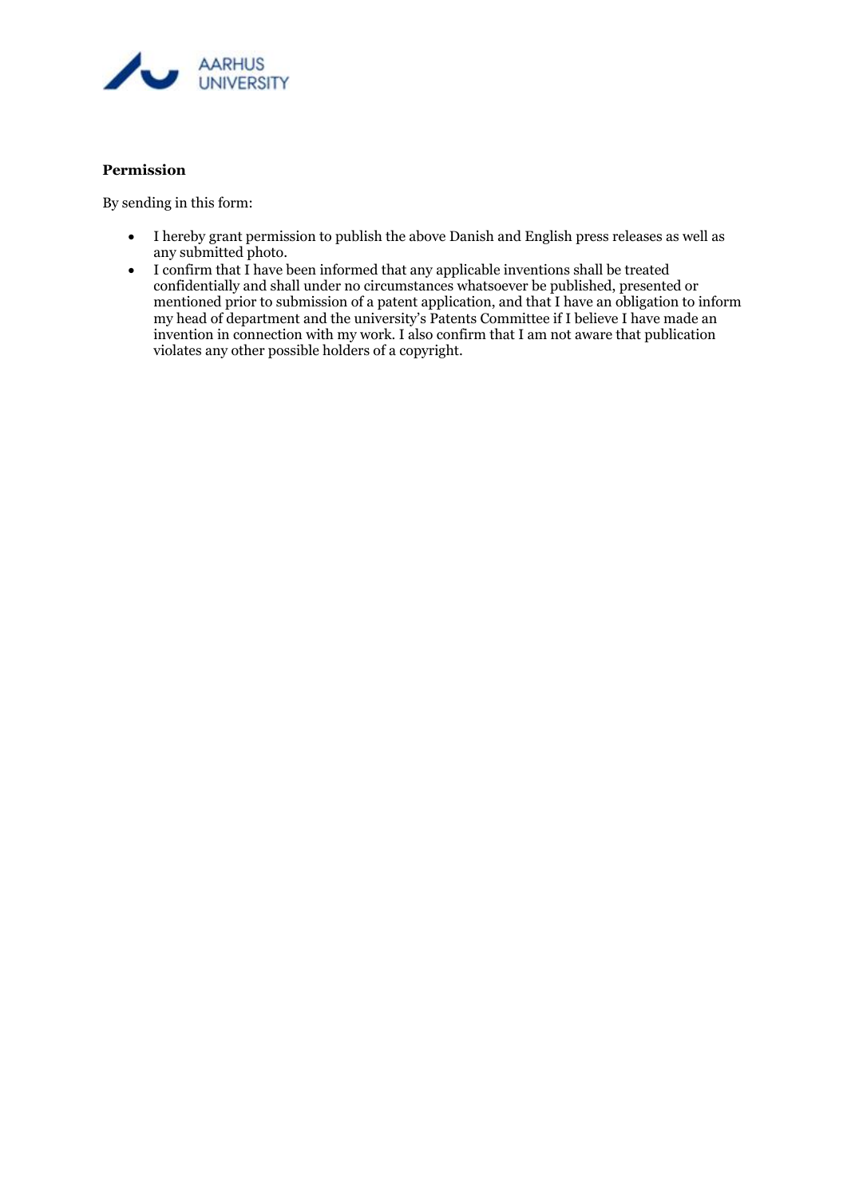**Permission**

By sending in this form:

- I hereby grant permission to publish the above Danish and English press releases as well as any submitted photo.
- I confirm that I have been informed that any applicable inventions shall be treated confidentially and shall under no circumstances whatsoever be published, presented or mentioned prior to submission of a patent application, and that I have an obligation to inform my head of department and the university's Patents Committee if I believe I have made an invention in connection with my work. I also confirm that I am not aware that publication violates any other possible holders of a copyright.